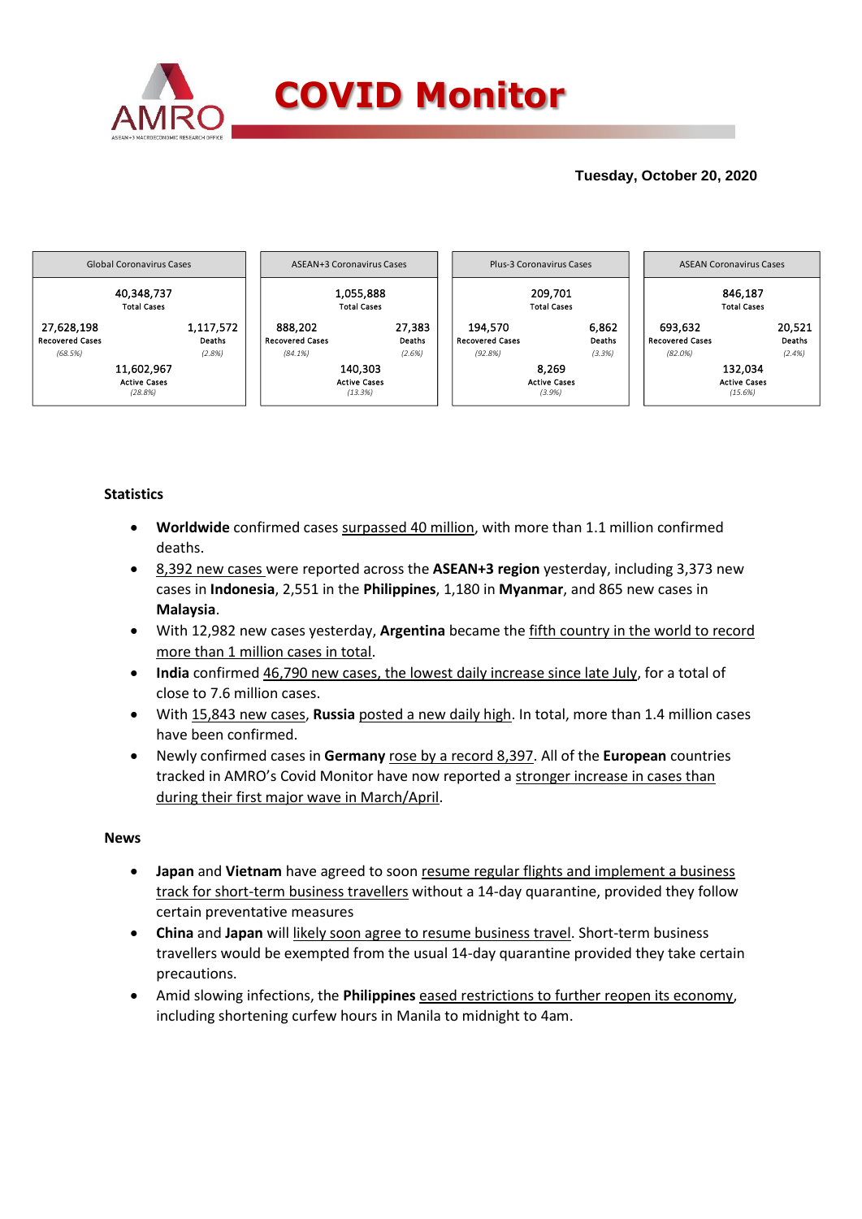# COVID Monitor

**Tuesday, October 20, 2020**

| Global Coronavirus Cases | | ASEAN+3 Coronavirus Cases | | Plus-3 Coronavirus Cases | | ASEAN Coronavirus Cases | |
|---|---|---|---|---|---|---|---|
| 40,348,737 Total Cases | | 1,055,888 Total Cases | | 209,701 Total Cases | | 846,187 Total Cases | |
| 27,628,198 Recovered Cases (68.5%) | 1,117,572 Deaths (2.8%) | 888,202 Recovered Cases (84.1%) | 27,383 Deaths (2.6%) | 194,570 Recovered Cases (92.8%) | 6,862 Deaths (3.3%) | 693,632 Recovered Cases (82.0%) | 20,521 Deaths (2.4%) |
| 11,602,967 Active Cases (28.8%) | | 140,303 Active Cases (13.3%) | | 8,269 Active Cases (3.9%) | | 132,034 Active Cases (15.6%) | |

## Statistics

- **Worldwide** confirmed cases surpassed 40 million, with more than 1.1 million confirmed deaths.
- 8,392 new cases were reported across the **ASEAN+3 region** yesterday, including 3,373 new cases in **Indonesia**, 2,551 in the **Philippines**, 1,180 in **Myanmar**, and 865 new cases in **Malaysia**.
- With 12,982 new cases yesterday, **Argentina** became the fifth country in the world to record more than 1 million cases in total.
- **India** confirmed 46,790 new cases, the lowest daily increase since late July, for a total of close to 7.6 million cases.
- With 15,843 new cases, **Russia** posted a new daily high. In total, more than 1.4 million cases have been confirmed.
- Newly confirmed cases in **Germany** rose by a record 8,397. All of the **European** countries tracked in AMRO's Covid Monitor have now reported a stronger increase in cases than during their first major wave in March/April.

## News

- **Japan** and **Vietnam** have agreed to soon resume regular flights and implement a business track for short-term business travellers without a 14-day quarantine, provided they follow certain preventative measures
- **China** and **Japan** will likely soon agree to resume business travel. Short-term business travellers would be exempted from the usual 14-day quarantine provided they take certain precautions.
- Amid slowing infections, the **Philippines** eased restrictions to further reopen its economy, including shortening curfew hours in Manila to midnight to 4am.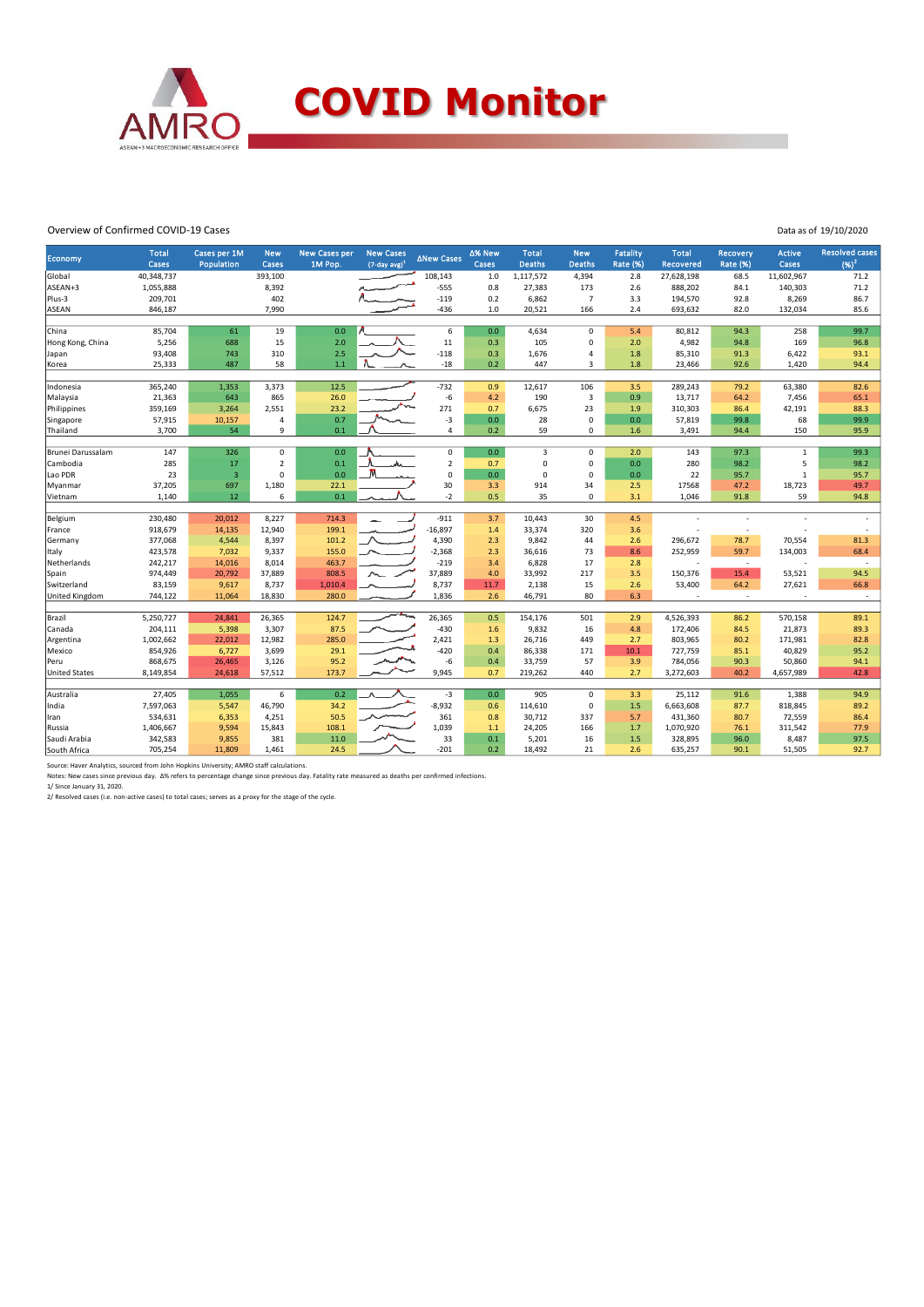# COVID Monitor

Overview of Confirmed COVID-19 Cases

Data as of 19/10/2020

| Economy | Total Cases | Cases per 1M Population | New Cases | New Cases per 1M Pop. | New Cases (7-day avg)[1] | ΔNew Cases | Δ% New Cases | Total Deaths | New Deaths | Fatality Rate (%) | Total Recovered | Recovery Rate (%) | Active Cases | Resolved cases (%)[2] |
|---|---|---|---|---|---|---|---|---|---|---|---|---|---|---|
| Global | 40,348,737 | | 393,100 | | | 108,143 | 1.0 | 1,117,572 | 4,394 | 2.8 | 27,628,198 | 68.5 | 11,602,967 | 71.2 |
| ASEAN+3 | 1,055,888 | | 8,392 | | | -555 | 0.8 | 27,383 | 173 | 2.6 | 888,202 | 84.1 | 140,303 | 71.2 |
| Plus-3 | 209,701 | | 402 | | | -119 | 0.2 | 6,862 | 7 | 3.3 | 194,570 | 92.8 | 8,269 | 86.7 |
| ASEAN | 846,187 | | 7,990 | | | -436 | 1.0 | 20,521 | 166 | 2.4 | 693,632 | 82.0 | 132,034 | 85.6 |
| | | | | | | | | | | | | | | |
| China | 85,704 | 61 | 19 | 0.0 | | 6 | 0.0 | 4,634 | 0 | 5.4 | 80,812 | 94.3 | 258 | 99.7 |
| Hong Kong, China | 5,256 | 688 | 15 | 2.0 | | 11 | 0.3 | 105 | 0 | 2.0 | 4,982 | 94.8 | 169 | 96.8 |
| Japan | 93,408 | 743 | 310 | 2.5 | | -118 | 0.3 | 1,676 | 4 | 1.8 | 85,310 | 91.3 | 6,422 | 93.1 |
| Korea | 25,333 | 487 | 58 | 1.1 | | -18 | 0.2 | 447 | 3 | 1.8 | 23,466 | 92.6 | 1,420 | 94.4 |
| | | | | | | | | | | | | | | |
| Indonesia | 365,240 | 1,353 | 3,373 | 12.5 | | -732 | 0.9 | 12,617 | 106 | 3.5 | 289,243 | 79.2 | 63,380 | 82.6 |
| Malaysia | 21,363 | 643 | 865 | 26.0 | | -6 | 4.2 | 190 | 3 | 0.9 | 13,717 | 64.2 | 7,456 | 65.1 |
| Philippines | 359,169 | 3,264 | 2,551 | 23.2 | | 271 | 0.7 | 6,675 | 23 | 1.9 | 310,303 | 86.4 | 42,191 | 88.3 |
| Singapore | 57,915 | 10,157 | 4 | 0.7 | | -3 | 0.0 | 28 | 0 | 0.0 | 57,819 | 99.8 | 68 | 99.9 |
| Thailand | 3,700 | 54 | 9 | 0.1 | | 4 | 0.2 | 59 | 0 | 1.6 | 3,491 | 94.4 | 150 | 95.9 |
| | | | | | | | | | | | | | | |
| Brunei Darussalam | 147 | 326 | 0 | 0.0 | | 0 | 0.0 | 3 | 0 | 2.0 | 143 | 97.3 | 1 | 99.3 |
| Cambodia | 285 | 17 | 2 | 0.1 | | 2 | 0.7 | 0 | 0 | 0.0 | 280 | 98.2 | 5 | 98.2 |
| Lao PDR | 23 | 3 | 0 | 0.0 | | 0 | 0.0 | 0 | 0 | 0.0 | 22 | 95.7 | 1 | 95.7 |
| Myanmar | 37,205 | 697 | 1,180 | 22.1 | | 30 | 3.3 | 914 | 34 | 2.5 | 17568 | 47.2 | 18,723 | 49.7 |
| Vietnam | 1,140 | 12 | 6 | 0.1 | | -2 | 0.5 | 35 | 0 | 3.1 | 1,046 | 91.8 | 59 | 94.8 |
| | | | | | | | | | | | | | | |
| Belgium | 230,480 | 20,012 | 8,227 | 714.3 | | -911 | 3.7 | 10,443 | 30 | 4.5 | - | - | - | - |
| France | 918,679 | 14,135 | 12,940 | 199.1 | | -16,897 | 1.4 | 33,374 | 320 | 3.6 | - | - | - | - |
| Germany | 377,068 | 4,544 | 8,397 | 101.2 | | 4,390 | 2.3 | 9,842 | 44 | 2.6 | 296,672 | 78.7 | 70,554 | 81.3 |
| Italy | 423,578 | 7,032 | 9,337 | 155.0 | | -2,368 | 2.3 | 36,616 | 73 | 8.6 | 252,959 | 59.7 | 134,003 | 68.4 |
| Netherlands | 242,217 | 14,016 | 8,014 | 463.7 | | -219 | 3.4 | 6,828 | 17 | 2.8 | - | - | - | - |
| Spain | 974,449 | 20,792 | 37,889 | 808.5 | | 37,889 | 4.0 | 33,992 | 217 | 3.5 | 150,376 | 15.4 | 53,521 | 94.5 |
| Switzerland | 83,159 | 9,617 | 8,737 | 1,010.4 | | 8,737 | 11.7 | 2,138 | 15 | 2.6 | 53,400 | 64.2 | 27,621 | 66.8 |
| United Kingdom | 744,122 | 11,064 | 18,830 | 280.0 | | 1,836 | 2.6 | 46,791 | 80 | 6.3 | - | - | - | - |
| | | | | | | | | | | | | | | |
| Brazil | 5,250,727 | 24,841 | 26,365 | 124.7 | | 26,365 | 0.5 | 154,176 | 501 | 2.9 | 4,526,393 | 86.2 | 570,158 | 89.1 |
| Canada | 204,111 | 5,398 | 3,307 | 87.5 | | -430 | 1.6 | 9,832 | 16 | 4.8 | 172,406 | 84.5 | 21,873 | 89.3 |
| Argentina | 1,002,662 | 22,012 | 12,982 | 285.0 | | 2,421 | 1.3 | 26,716 | 449 | 2.7 | 803,965 | 80.2 | 171,981 | 82.8 |
| Mexico | 854,926 | 6,727 | 3,699 | 29.1 | | -420 | 0.4 | 86,338 | 171 | 10.1 | 727,759 | 85.1 | 40,829 | 95.2 |
| Peru | 868,675 | 26,465 | 3,126 | 95.2 | | -6 | 0.4 | 33,759 | 57 | 3.9 | 784,056 | 90.3 | 50,860 | 94.1 |
| United States | 8,149,854 | 24,618 | 57,512 | 173.7 | | 9,945 | 0.7 | 219,262 | 440 | 2.7 | 3,272,603 | 40.2 | 4,657,989 | 42.8 |
| | | | | | | | | | | | | | | |
| Australia | 27,405 | 1,055 | 6 | 0.2 | | -3 | 0.0 | 905 | 0 | 3.3 | 25,112 | 91.6 | 1,388 | 94.9 |
| India | 7,597,063 | 5,547 | 46,790 | 34.2 | | -8,932 | 0.6 | 114,610 | 0 | 1.5 | 6,663,608 | 87.7 | 818,845 | 89.2 |
| Iran | 534,631 | 6,353 | 4,251 | 50.5 | | 361 | 0.8 | 30,712 | 337 | 5.7 | 431,360 | 80.7 | 72,559 | 86.4 |
| Russia | 1,406,667 | 9,594 | 15,843 | 108.1 | | 1,039 | 1.1 | 24,205 | 166 | 1.7 | 1,070,920 | 76.1 | 311,542 | 77.9 |
| Saudi Arabia | 342,583 | 9,855 | 381 | 11.0 | | 33 | 0.1 | 5,201 | 16 | 1.5 | 328,895 | 96.0 | 8,487 | 97.5 |
| South Africa | 705,254 | 11,809 | 1,461 | 24.5 | | -201 | 0.2 | 18,492 | 21 | 2.6 | 635,257 | 90.1 | 51,505 | 92.7 |

Source: Haver Analytics, sourced from John Hopkins University; AMRO staff calculations.

Notes: New cases since previous day. Δ% refers to percentage change since previous day. Fatality rate measured as deaths per confirmed infections.

1/ Since January 31, 2020.

2/ Resolved cases (i.e. non-active cases) to total cases; serves as a proxy for the stage of the cycle.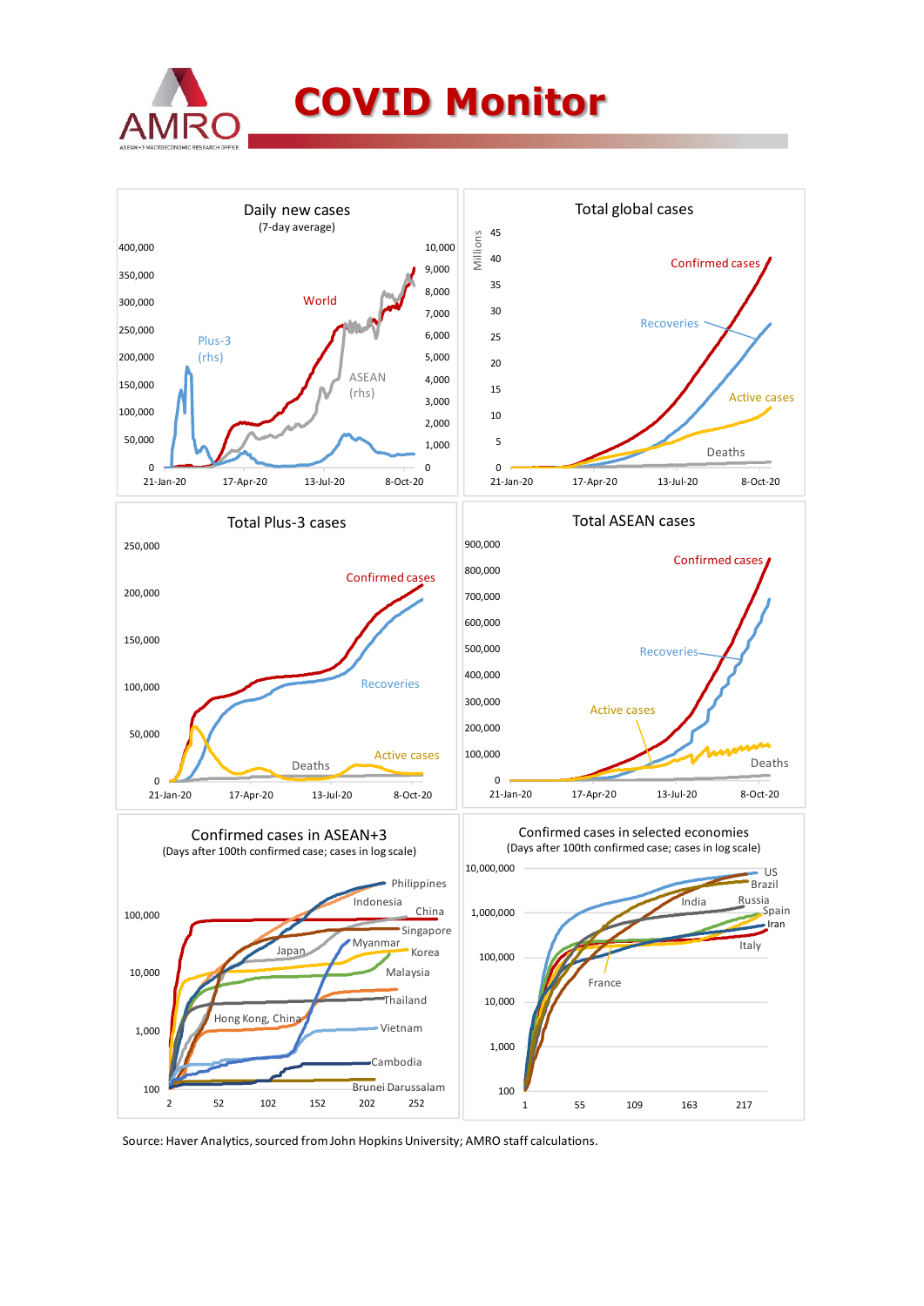# COVID Monitor

AMRO
ASEAN+3 MACROECONOMIC RESEARCH OFFICE

## Daily new cases

(7-day average)

400,000
350,000
300,000
250,000
200,000
150,000
100,000
50,000
0

10,000
9,000
8,000
7,000
6,000
5,000
4,000
3,000
2,000
1,000
0

World
Plus-3 (rhs)
ASEAN (rhs)

21-Jan-20 17-Apr-20 13-Jul-20 8-Oct-20

## Total global cases

Millions

45
40
35
30
25
20
15
10
5
0

Confirmed cases
Recoveries
Active cases
Deaths

21-Jan-20 17-Apr-20 13-Jul-20 8-Oct-20

## Total Plus-3 cases

250,000
200,000
150,000
100,000
50,000
0

Confirmed cases
Recoveries
Deaths
Active cases

21-Jan-20 17-Apr-20 13-Jul-20 8-Oct-20

## Total ASEAN cases

900,000
800,000
700,000
600,000
500,000
400,000
300,000
200,000
100,000
0

Confirmed cases
Recoveries
Active cases
Deaths

21-Jan-20 17-Apr-20 13-Jul-20 8-Oct-20

## Confirmed cases in ASEAN+3

(Days after 100th confirmed case; cases in log scale)

100,000
10,000
1,000
100

Philippines
Indonesia
China
Singapore
Japan
Myanmar
Korea
Malaysia
Thailand
Hong Kong, China
Vietnam
Cambodia
Brunei Darussalam

2 52 102 152 202 252

## Confirmed cases in selected economies

(Days after 100th confirmed case; cases in log scale)

10,000,000
1,000,000
100,000
10,000
1,000
100

US
Brazil
India
Russia
Spain
Iran
Italy
France

1 55 109 163 217

Source: Haver Analytics, sourced from John Hopkins University; AMRO staff calculations.